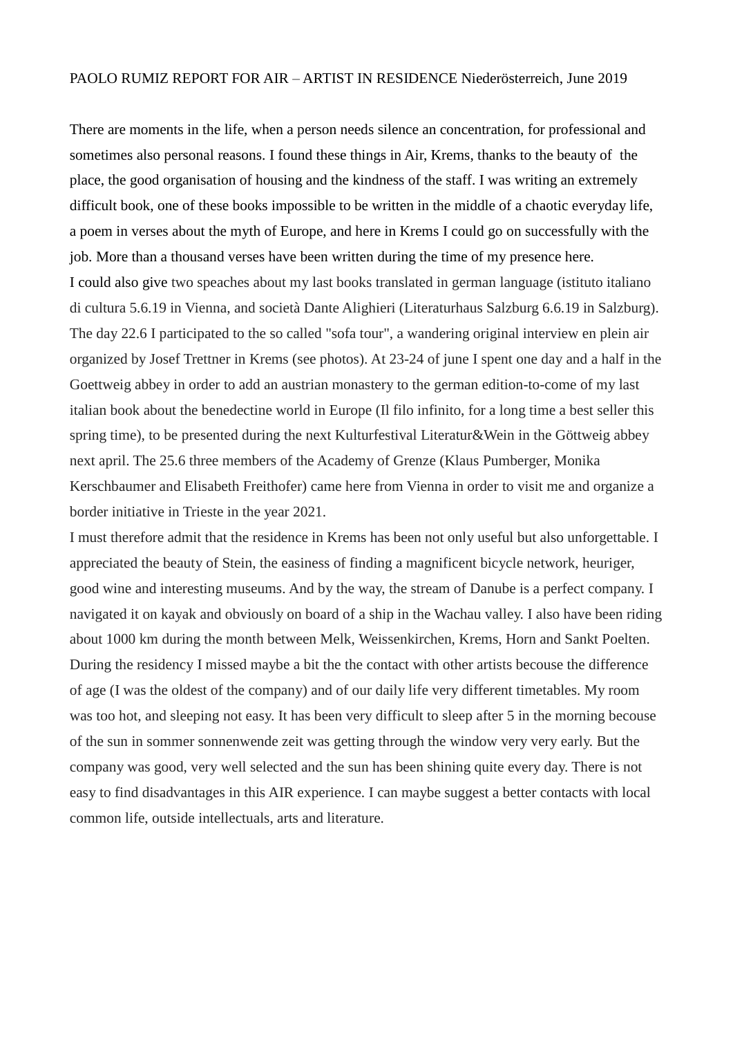PAOLO RUMIZ REPORT FOR AIR – ARTIST IN RESIDENCE Niederösterreich, June 2019

There are moments in the life, when a person needs silence an concentration, for professional and sometimes also personal reasons. I found these things in Air, Krems, thanks to the beauty of the place, the good organisation of housing and the kindness of the staff. I was writing an extremely difficult book, one of these books impossible to be written in the middle of a chaotic everyday life, a poem in verses about the myth of Europe, and here in Krems I could go on successfully with the job. More than a thousand verses have been written during the time of my presence here.
I could also give two speaches about my last books translated in german language (istituto italiano di cultura 5.6.19 in Vienna, and società Dante Alighieri (Literaturhaus Salzburg 6.6.19 in Salzburg). The day 22.6 I participated to the so called "sofa tour", a wandering original interview en plein air organized by Josef Trettner in Krems (see photos). At 23-24 of june I spent one day and a half in the Goettweig abbey in order to add an austrian monastery to the german edition-to-come of my last italian book about the benedectine world in Europe (Il filo infinito, for a long time a best seller this spring time), to be presented during the next Kulturfestival Literatur&Wein in the Göttweig abbey next april. The 25.6 three members of the Academy of Grenze (Klaus Pumberger, Monika Kerschbaumer and Elisabeth Freithofer) came here from Vienna in order to visit me and organize a border initiative in Trieste in the year 2021.
I must therefore admit that the residence in Krems has been not only useful but also unforgettable. I appreciated the beauty of Stein, the easiness of finding a magnificent bicycle network, heuriger, good wine and interesting museums. And by the way, the stream of Danube is a perfect company. I navigated it on kayak and obviously on board of a ship in the Wachau valley. I also have been riding about 1000 km during the month between Melk, Weissenkirchen, Krems, Horn and Sankt Poelten. During the residency I missed maybe a bit the the contact with other artists becouse the difference of age (I was the oldest of the company) and of our daily life very different timetables. My room was too hot, and sleeping not easy. It has been very difficult to sleep after 5 in the morning becouse of the sun in sommer sonnenwende zeit was getting through the window very very early. But the company was good, very well selected and the sun has been shining quite every day. There is not easy to find disadvantages in this AIR experience. I can maybe suggest a better contacts with local common life, outside intellectuals, arts and literature.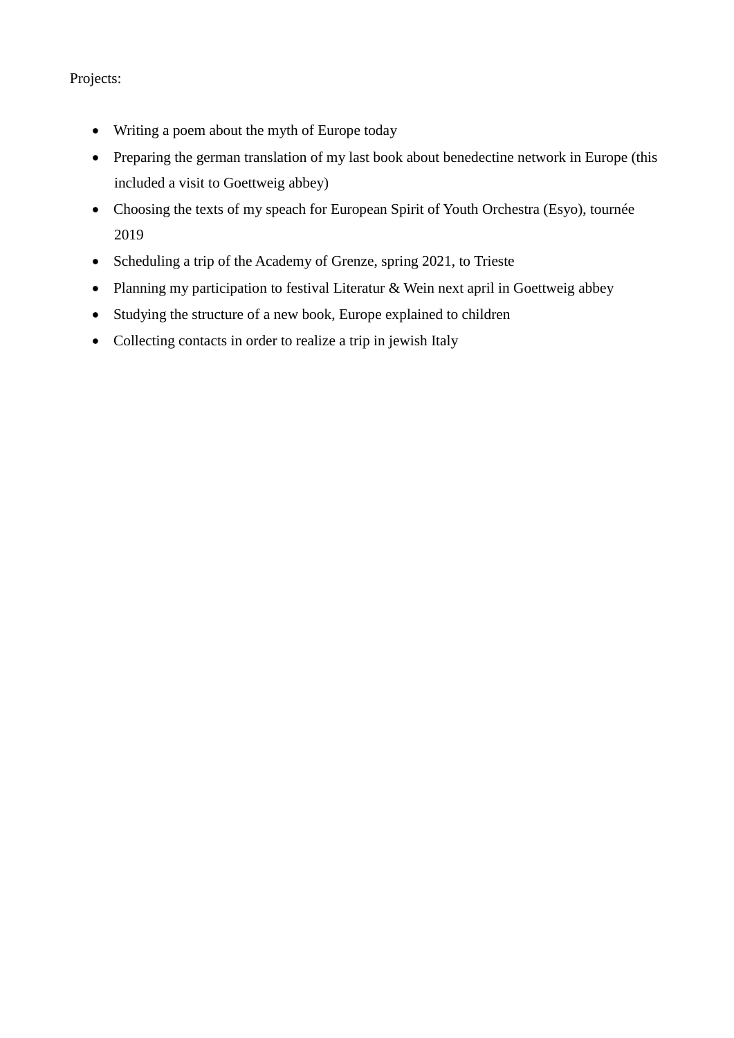Projects:

- Writing a poem about the myth of Europe today
- Preparing the german translation of my last book about benedectine network in Europe (this included a visit to Goettweig abbey)
- Choosing the texts of my speach for European Spirit of Youth Orchestra (Esyo), tournée 2019
- Scheduling a trip of the Academy of Grenze, spring 2021, to Trieste
- Planning my participation to festival Literatur & Wein next april in Goettweig abbey
- Studying the structure of a new book, Europe explained to children
- Collecting contacts in order to realize a trip in jewish Italy